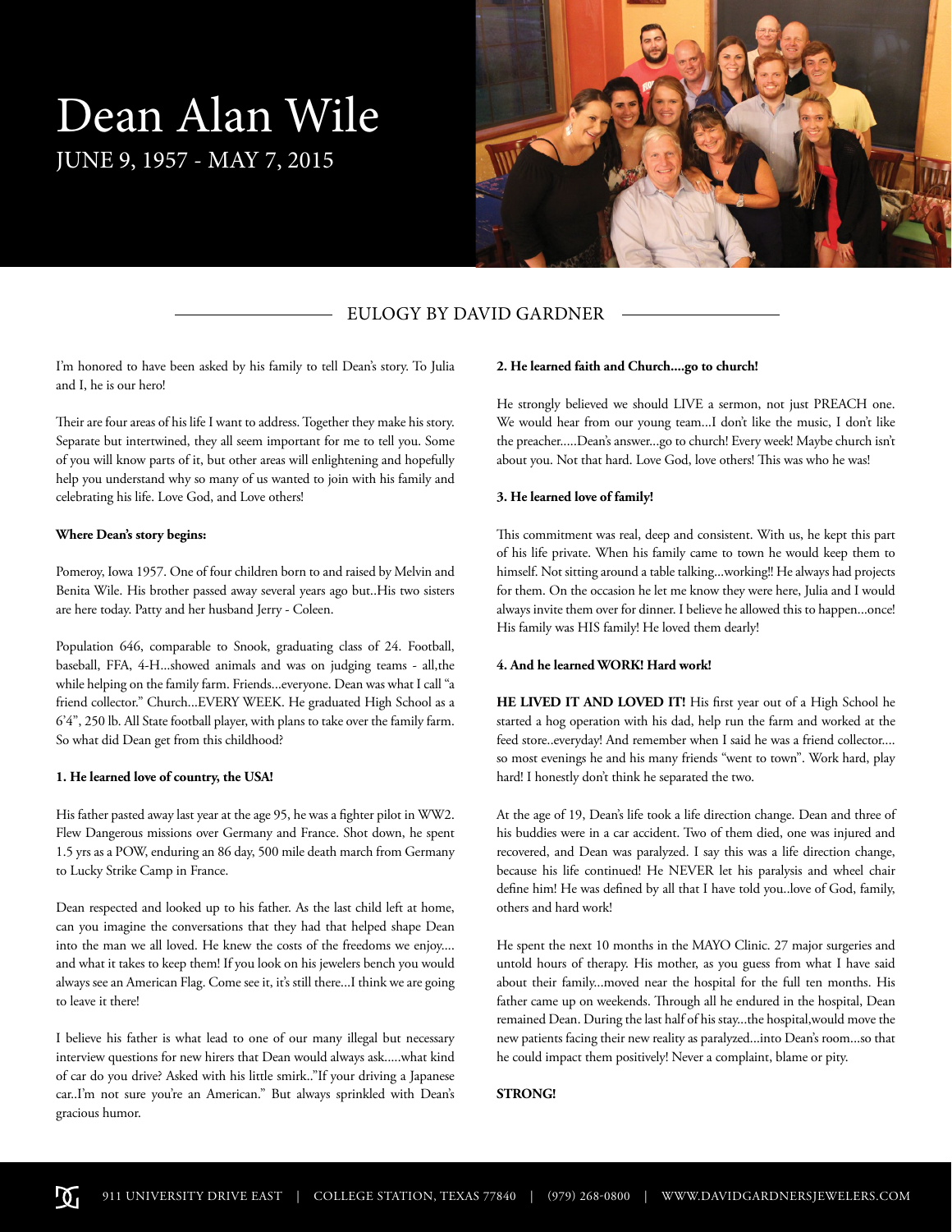# Dean Alan Wile

JUNE 9, 1957 - MAY 7, 2015

## EULOGY BY DAVID GARDNER

I'm honored to have been asked by his family to tell Dean's story. To Julia and I, he is our hero!

Their are four areas of his life I want to address. Together they make his story. Separate but intertwined, they all seem important for me to tell you. Some of you will know parts of it, but other areas will enlightening and hopefully help you understand why so many of us wanted to join with his family and celebrating his life. Love God, and Love others!

**Where Dean's story begins:**

Pomeroy, Iowa 1957. One of four children born to and raised by Melvin and Benita Wile. His brother passed away several years ago but..His two sisters are here today. Patty and her husband Jerry - Coleen.

Population 646, comparable to Snook, graduating class of 24. Football, baseball, FFA, 4-H...showed animals and was on judging teams - all,the while helping on the family farm. Friends...everyone. Dean was what I call "a friend collector." Church...EVERY WEEK. He graduated High School as a 6'4", 250 lb. All State football player, with plans to take over the family farm. So what did Dean get from this childhood?

**1. He learned love of country, the USA!**

His father pasted away last year at the age 95, he was a fighter pilot in WW2. Flew Dangerous missions over Germany and France. Shot down, he spent 1.5 yrs as a POW, enduring an 86 day, 500 mile death march from Germany to Lucky Strike Camp in France.

Dean respected and looked up to his father. As the last child left at home, can you imagine the conversations that they had that helped shape Dean into the man we all loved. He knew the costs of the freedoms we enjoy.... and what it takes to keep them! If you look on his jewelers bench you would always see an American Flag. Come see it, it's still there...I think we are going to leave it there!

I believe his father is what lead to one of our many illegal but necessary interview questions for new hirers that Dean would always ask.....what kind of car do you drive? Asked with his little smirk.."If your driving a Japanese car..I'm not sure you're an American." But always sprinkled with Dean's gracious humor.

**2. He learned faith and Church....go to church!**

He strongly believed we should LIVE a sermon, not just PREACH one. We would hear from our young team...I don't like the music, I don't like the preacher.....Dean's answer...go to church! Every week! Maybe church isn't about you. Not that hard. Love God, love others! This was who he was!

**3. He learned love of family!**

This commitment was real, deep and consistent. With us, he kept this part of his life private. When his family came to town he would keep them to himself. Not sitting around a table talking...working!! He always had projects for them. On the occasion he let me know they were here, Julia and I would always invite them over for dinner. I believe he allowed this to happen...once! His family was HIS family! He loved them dearly!

**4. And he learned WORK! Hard work!**

**HE LIVED IT AND LOVED IT!** His first year out of a High School he started a hog operation with his dad, help run the farm and worked at the feed store..everyday! And remember when I said he was a friend collector.... so most evenings he and his many friends "went to town". Work hard, play hard! I honestly don't think he separated the two.

At the age of 19, Dean's life took a life direction change. Dean and three of his buddies were in a car accident. Two of them died, one was injured and recovered, and Dean was paralyzed. I say this was a life direction change, because his life continued! He NEVER let his paralysis and wheel chair define him! He was defined by all that I have told you..love of God, family, others and hard work!

He spent the next 10 months in the MAYO Clinic. 27 major surgeries and untold hours of therapy. His mother, as you guess from what I have said about their family...moved near the hospital for the full ten months. His father came up on weekends. Through all he endured in the hospital, Dean remained Dean. During the last half of his stay...the hospital,would move the new patients facing their new reality as paralyzed...into Dean's room...so that he could impact them positively! Never a complaint, blame or pity.

**STRONG!**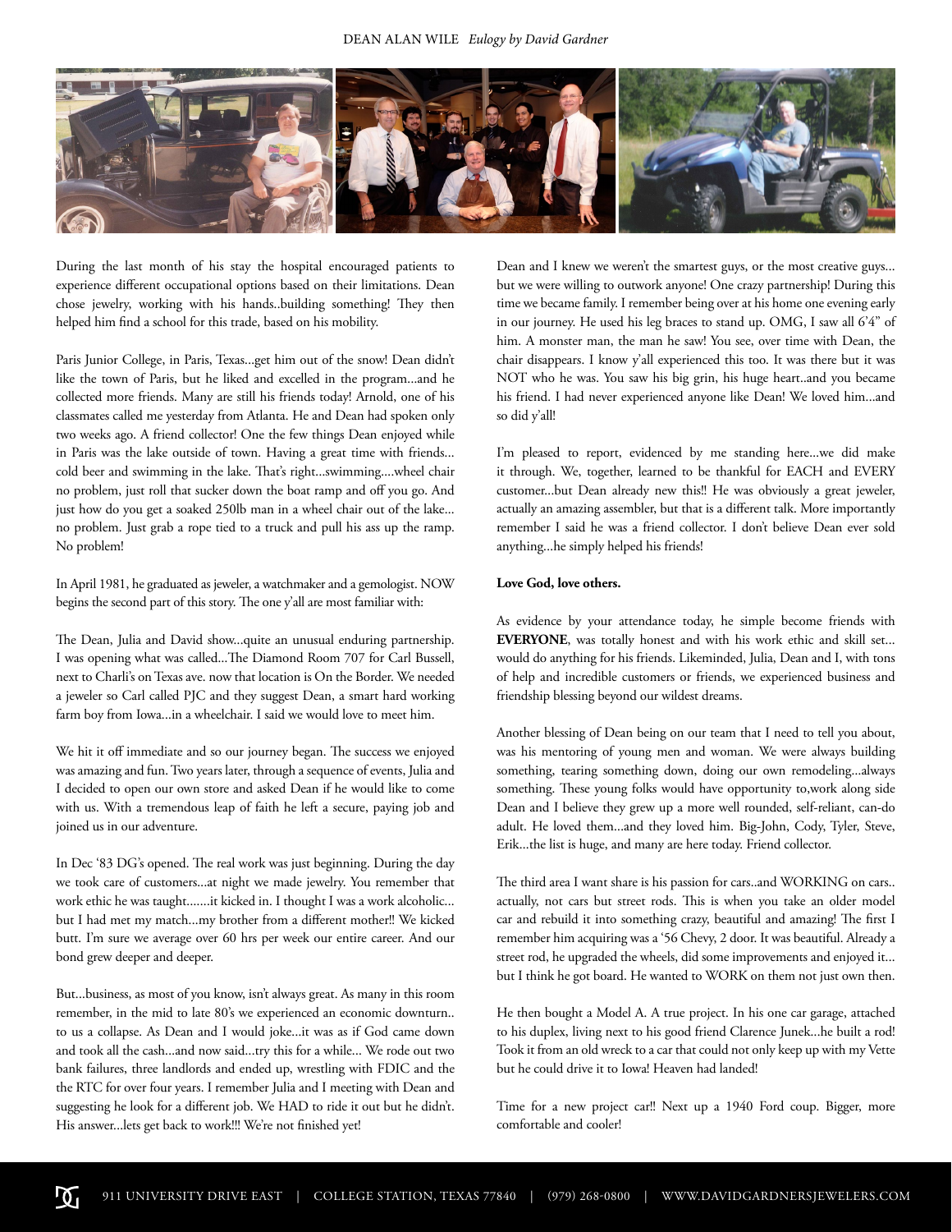During the last month of his stay the hospital encouraged patients to experience different occupational options based on their limitations. Dean chose jewelry, working with his hands..building something! They then helped him find a school for this trade, based on his mobility.

Paris Junior College, in Paris, Texas...get him out of the snow! Dean didn't like the town of Paris, but he liked and excelled in the program...and he collected more friends. Many are still his friends today! Arnold, one of his classmates called me yesterday from Atlanta. He and Dean had spoken only two weeks ago. A friend collector! One the few things Dean enjoyed while in Paris was the lake outside of town. Having a great time with friends... cold beer and swimming in the lake. That's right...swimming....wheel chair no problem, just roll that sucker down the boat ramp and off you go. And just how do you get a soaked 250lb man in a wheel chair out of the lake... no problem. Just grab a rope tied to a truck and pull his ass up the ramp. No problem!

In April 1981, he graduated as jeweler, a watchmaker and a gemologist. NOW begins the second part of this story. The one y'all are most familiar with:

The Dean, Julia and David show...quite an unusual enduring partnership. I was opening what was called...The Diamond Room 707 for Carl Bussell, next to Charli's on Texas ave. now that location is On the Border. We needed a jeweler so Carl called PJC and they suggest Dean, a smart hard working farm boy from Iowa...in a wheelchair. I said we would love to meet him.

We hit it off immediate and so our journey began. The success we enjoyed was amazing and fun. Two years later, through a sequence of events, Julia and I decided to open our own store and asked Dean if he would like to come with us. With a tremendous leap of faith he left a secure, paying job and joined us in our adventure.

In Dec '83 DG's opened. The real work was just beginning. During the day we took care of customers...at night we made jewelry. You remember that work ethic he was taught.......it kicked in. I thought I was a work alcoholic... but I had met my match...my brother from a different mother!! We kicked butt. I'm sure we average over 60 hrs per week our entire career. And our bond grew deeper and deeper.

But...business, as most of you know, isn't always great. As many in this room remember, in the mid to late 80's we experienced an economic downturn.. to us a collapse. As Dean and I would joke...it was as if God came down and took all the cash...and now said...try this for a while... We rode out two bank failures, three landlords and ended up, wrestling with FDIC and the the RTC for over four years. I remember Julia and I meeting with Dean and suggesting he look for a different job. We HAD to ride it out but he didn't. His answer...lets get back to work!!! We're not finished yet!

Dean and I knew we weren't the smartest guys, or the most creative guys... but we were willing to outwork anyone! One crazy partnership! During this time we became family. I remember being over at his home one evening early in our journey. He used his leg braces to stand up. OMG, I saw all 6'4" of him. A monster man, the man he saw! You see, over time with Dean, the chair disappears. I know y'all experienced this too. It was there but it was NOT who he was. You saw his big grin, his huge heart..and you became his friend. I had never experienced anyone like Dean! We loved him...and so did y'all!

I'm pleased to report, evidenced by me standing here...we did make it through. We, together, learned to be thankful for EACH and EVERY customer...but Dean already new this!! He was obviously a great jeweler, actually an amazing assembler, but that is a different talk. More importantly remember I said he was a friend collector. I don't believe Dean ever sold anything...he simply helped his friends!

**Love God, love others.**

As evidence by your attendance today, he simple become friends with **EVERYONE**, was totally honest and with his work ethic and skill set... would do anything for his friends. Likeminded, Julia, Dean and I, with tons of help and incredible customers or friends, we experienced business and friendship blessing beyond our wildest dreams.

Another blessing of Dean being on our team that I need to tell you about, was his mentoring of young men and woman. We were always building something, tearing something down, doing our own remodeling...always something. These young folks would have opportunity to,work along side Dean and I believe they grew up a more well rounded, self-reliant, can-do adult. He loved them...and they loved him. Big-John, Cody, Tyler, Steve, Erik...the list is huge, and many are here today. Friend collector.

The third area I want share is his passion for cars..and WORKING on cars.. actually, not cars but street rods. This is when you take an older model car and rebuild it into something crazy, beautiful and amazing! The first I remember him acquiring was a '56 Chevy, 2 door. It was beautiful. Already a street rod, he upgraded the wheels, did some improvements and enjoyed it... but I think he got board. He wanted to WORK on them not just own then.

He then bought a Model A. A true project. In his one car garage, attached to his duplex, living next to his good friend Clarence Junek...he built a rod! Took it from an old wreck to a car that could not only keep up with my Vette but he could drive it to Iowa! Heaven had landed!

Time for a new project car!! Next up a 1940 Ford coup. Bigger, more comfortable and cooler!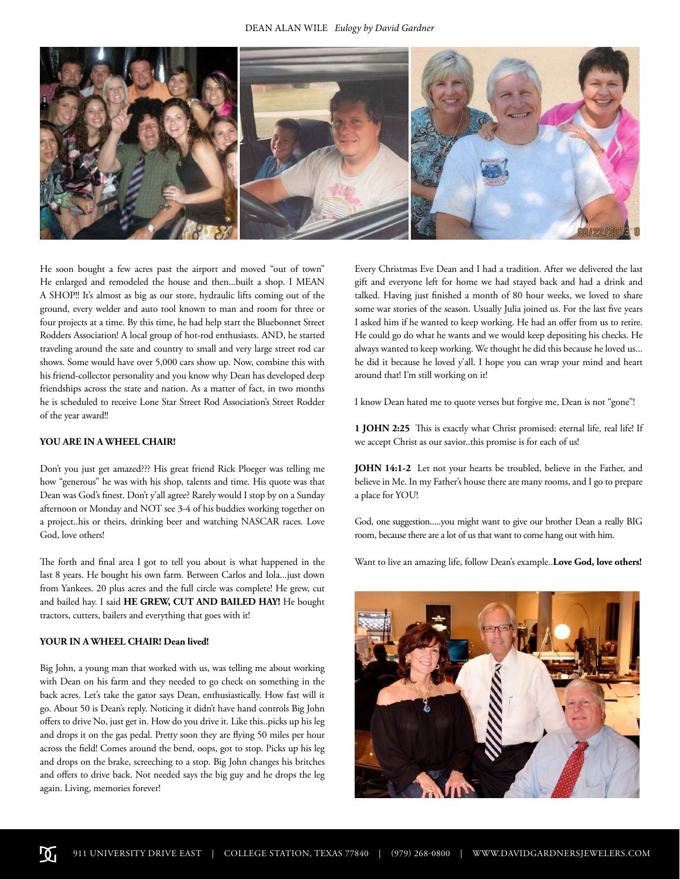He soon bought a few acres past the airport and moved "out of town" He enlarged and remodeled the house and then...built a shop. I MEAN A SHOP!! It's almost as big as our store, hydraulic lifts coming out of the ground, every welder and auto tool known to man and room for three or four projects at a time. By this time, he had help start the Bluebonnet Street Rodders Association! A local group of hot-rod enthusiasts. AND, he started traveling around the sate and country to small and very large street rod car shows. Some would have over 5,000 cars show up. Now, combine this with his friend-collector personality and you know why Dean has developed deep friendships across the state and nation. As a matter of fact, in two months he is scheduled to receive Lone Star Street Rod Association's Street Rodder of the year award!!

**YOU ARE IN A WHEEL CHAIR!**

Don't you just get amazed??? His great friend Rick Ploeger was telling me how "generous" he was with his shop, talents and time. His quote was that Dean was God's finest. Don't y'all agree? Rarely would I stop by on a Sunday afternoon or Monday and NOT see 3-4 of his buddies working together on a project..his or theirs, drinking beer and watching NASCAR races. Love God, love others!

The forth and final area I got to tell you about is what happened in the last 8 years. He bought his own farm. Between Carlos and Iola...just down from Yankees. 20 plus acres and the full circle was complete! He grew, cut and bailed hay. I said **HE GREW, CUT AND BAILED HAY!** He bought tractors, cutters, bailers and everything that goes with it!

**YOUR IN A WHEEL CHAIR! Dean lived!**

Big John, a young man that worked with us, was telling me about working with Dean on his farm and they needed to go check on something in the back acres. Let's take the gator says Dean, enthusiastically. How fast will it go. About 50 is Dean's reply. Noticing it didn't have hand controls Big John offers to drive No, just get in. How do you drive it. Like this..picks up his leg and drops it on the gas pedal. Pretty soon they are flying 50 miles per hour across the field! Comes around the bend, oops, got to stop. Picks up his leg and drops on the brake, screeching to a stop. Big John changes his britches and offers to drive back. Not needed says the big guy and he drops the leg again. Living, memories forever!

Every Christmas Eve Dean and I had a tradition. After we delivered the last gift and everyone left for home we had stayed back and had a drink and talked. Having just finished a month of 80 hour weeks, we loved to share some war stories of the season. Usually Julia joined us. For the last five years I asked him if he wanted to keep working. He had an offer from us to retire. He could go do what he wants and we would keep depositing his checks. He always wanted to keep working. We thought he did this because he loved us... he did it because he loved y'all. I hope you can wrap your mind and heart around that! I'm still working on it!

I know Dean hated me to quote verses but forgive me, Dean is not "gone"!

**1 JOHN 2:25** This is exactly what Christ promised: eternal life, real life! If we accept Christ as our savior..this promise is for each of us!

**JOHN 14:1-2** Let not your hearts be troubled, believe in the Father, and believe in Me. In my Father's house there are many rooms, and I go to prepare a place for YOU!

God, one suggestion.....you might want to give our brother Dean a really BIG room, because there are a lot of us that want to come hang out with him.

Want to live an amazing life, follow Dean's example..**Love God, love others!**